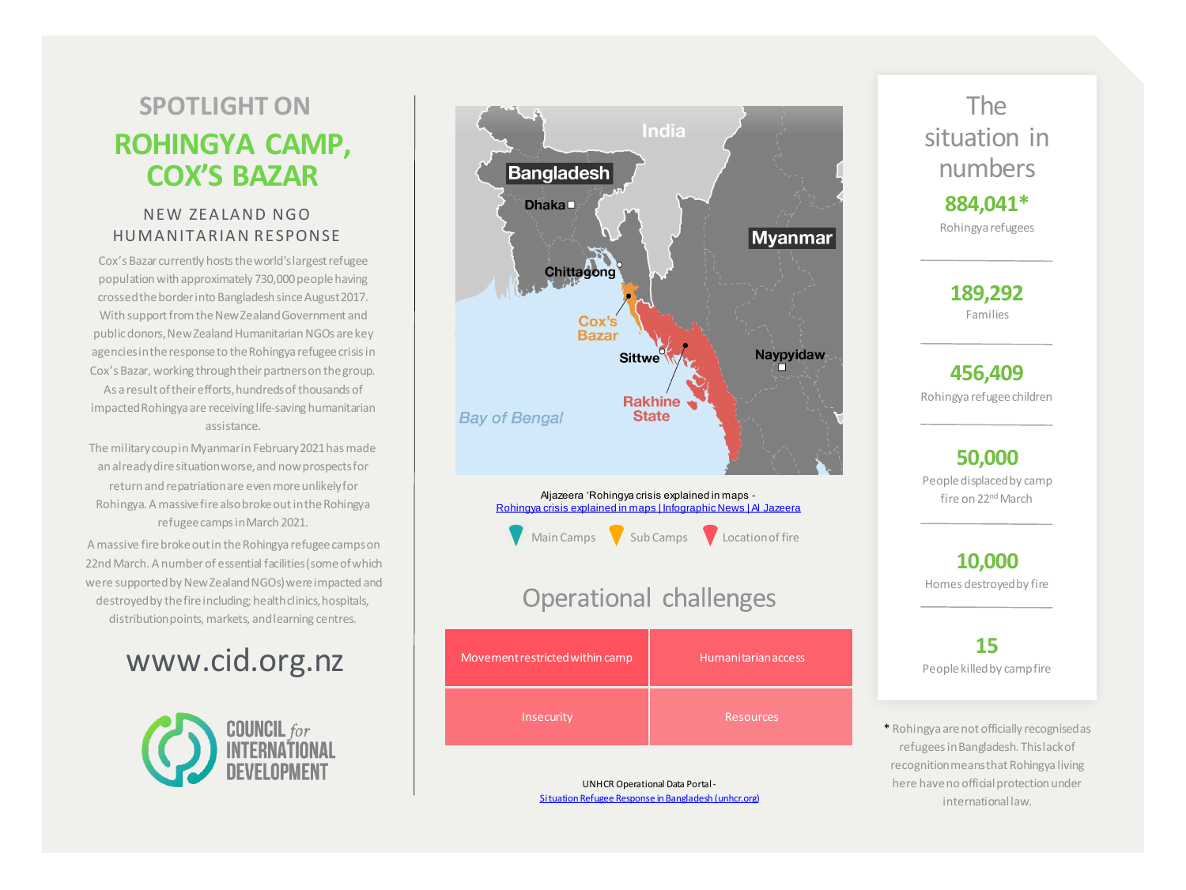# SPOTLIGHT ON

# ROHINGYA CAMP, COX'S BAZAR

## NEW ZEALAND NGO HUMANITARIAN RESPONSE

Cox's Bazar currently hosts the world's largest refugee population with approximately 730,000 people having crossed the border into Bangladesh since August 2017. With support from the New Zealand Government and public donors, New Zealand Humanitarian NGOs are key agencies in the response to the Rohingya refugee crisis in Cox's Bazar, working through their partners on the group. As a result of their efforts, hundreds of thousands of impacted Rohingya are receiving life-saving humanitarian assistance.

The military coup in Myanmar in February 2021 has made an already dire situation worse, and now prospects for return and repatriation are even more unlikely for Rohingya. A massive fire also broke out in the Rohingya refugee camps in March 2021.

A massive fire broke out in the Rohingya refugee camps on 22nd March. A number of essential facilities (some of which were supported by New Zealand NGOs) were impacted and destroyed by the fire including; health clinics, hospitals, distribution points, markets, and learning centres.

www.cid.org.nz

COUNCIL *for* INTERNATIONAL DEVELOPMENT

India, Bangladesh, Dhaka, Myanmar, Chittagong, Cox's Bazar, Sittwe, Naypyidaw, Rakhine State, Bay of Bengal

Aljazeera 'Rohingya crisis explained in maps - [Rohingya crisis explained in maps | Infographic News | Al Jazeera](Rohingya crisis explained in maps | Infographic News | Al Jazeera)

Main Camps · Sub Camps · Location of fire

## Operational challenges

| Movement restricted within camp | Humanitarian access |
|---|---|
| Insecurity | Resources |

UNHCR Operational Data Portal - [Situation Refugee Response in Bangladesh (unhcr.org)](Situation Refugee Response in Bangladesh (unhcr.org))

## The situation in numbers

**884,041***
Rohingya refugees

**189,292**
Families

**456,409**
Rohingya refugee children

**50,000**
People displaced by camp fire on 22nd March

**10,000**
Homes destroyed by fire

**15**
People killed by camp fire

* Rohingya are not officially recognised as refugees in Bangladesh. This lack of recognition means that Rohingya living here have no official protection under international law.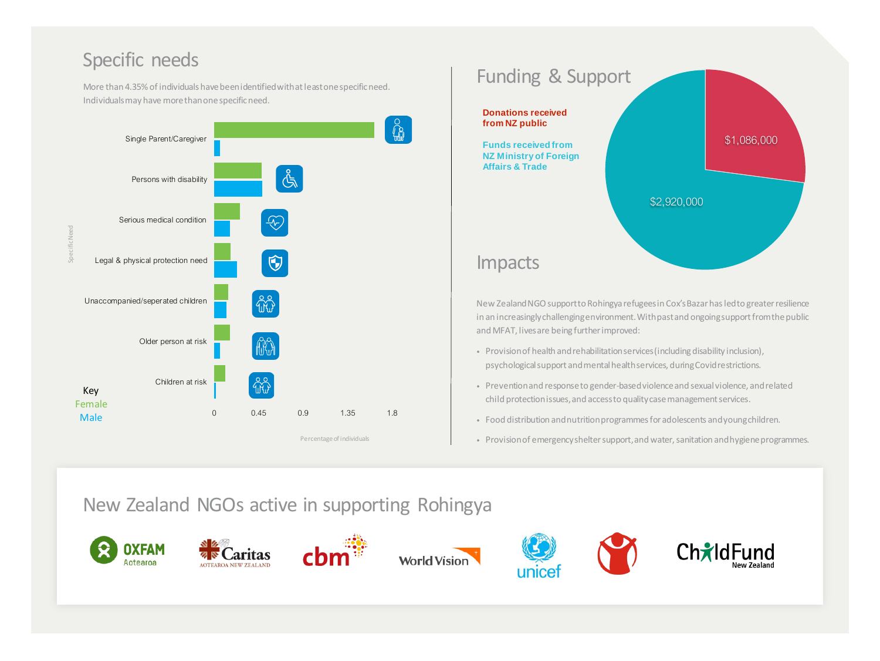## Specific needs

More than 4.35% of individuals have been identified with at least one specific need. Individuals may have more than one specific need.

Specific Need

Single Parent/Caregiver

Persons with disability

Serious medical condition

Legal & physical protection need

Unaccompanied/seperated children

Older person at risk

Children at risk

0 0.45 0.9 1.35 1.8

Percentage of individuals

Key
Female
Male

## Funding & Support

**Donations received from NZ public**

**Funds received from NZ Ministry of Foreign Affairs & Trade**

$1,086,000

$2,920,000

## Impacts

New Zealand NGO support to Rohingya refugees in Cox's Bazar has led to greater resilience in an increasingly challenging environment. With past and ongoing support from the public and MFAT, lives are being further improved:

- Provision of health and rehabilitation services (including disability inclusion), psychological support and mental health services, during Covid restrictions.
- Prevention and response to gender-based violence and sexual violence, and related child protection issues, and access to quality case management services.
- Food distribution and nutrition programmes for adolescents and young children.
- Provision of emergency shelter support, and water, sanitation and hygiene programmes.

## New Zealand NGOs active in supporting Rohingya

OXFAM Aotearoa

Caritas Aotearoa New Zealand

cbm

World Vision

unicef

ChildFund New Zealand